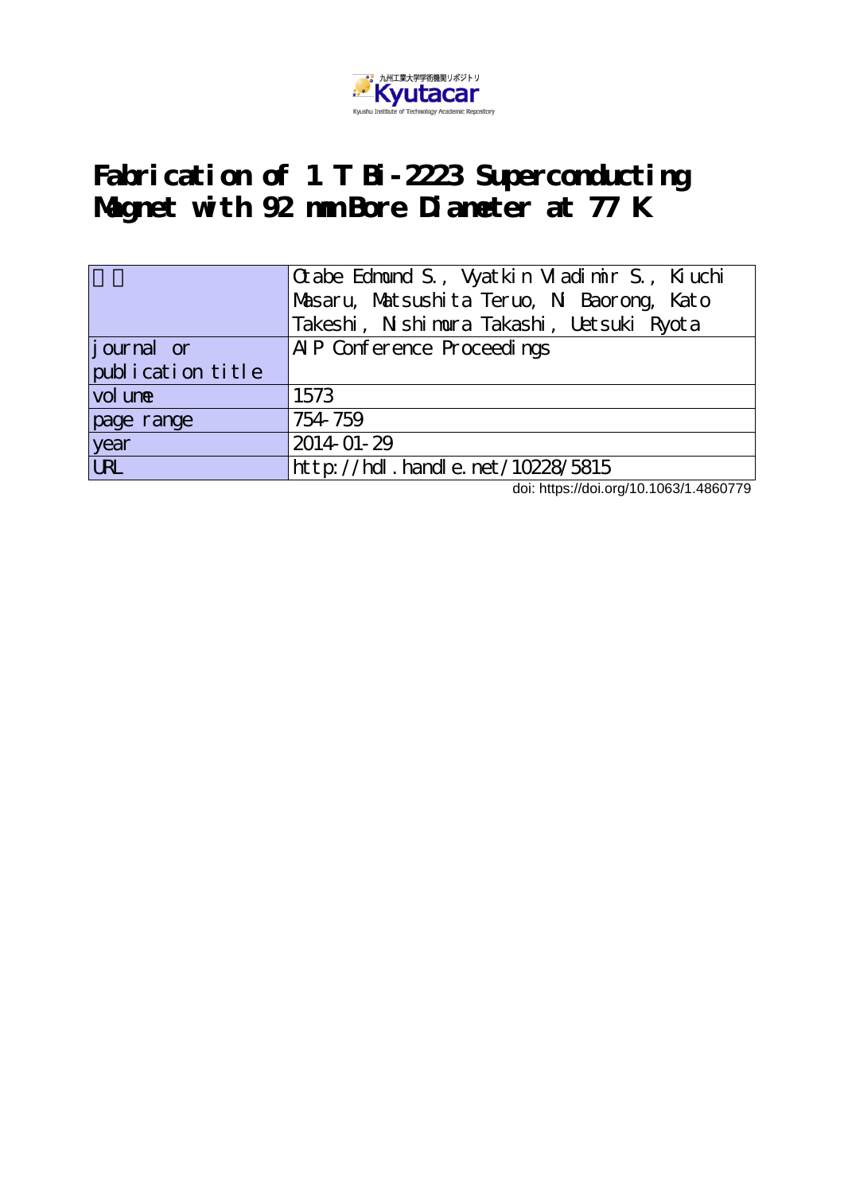九州工業大学学術機関リポジトリ

Kyutacar

Kyushu Institute of Technology Academic Repository

# Fabrication of 1 T Bi-2223 Superconducting Magnet with 92 mm Bore Diameter at 77 K

| 著者 | Otabe Edmund S., Vyatkin Vladimir S., Kiuchi Masaru, Matsushita Teruo, Ni Baorong, Kato Takeshi, Nishimura Takashi, Uetsuki Ryota |
|---|---|
| journal or publication title | AIP Conference Proceedings |
| volume | 1573 |
| page range | 754-759 |
| year | 2014-01-29 |
| URL | http://hdl.handle.net/10228/5815 |

doi: https://doi.org/10.1063/1.4860779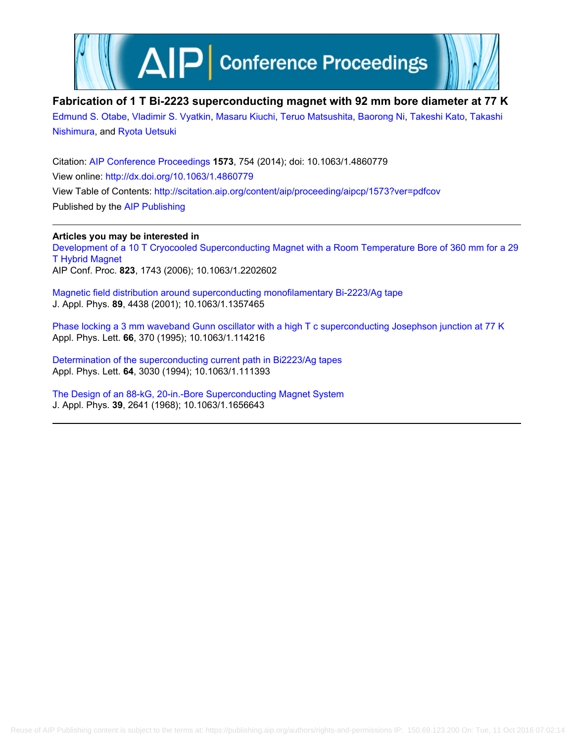# Fabrication of 1 T Bi-2223 superconducting magnet with 92 mm bore diameter at 77 K

Edmund S. Otabe, Vladimir S. Vyatkin, Masaru Kiuchi, Teruo Matsushita, Baorong Ni, Takeshi Kato, Takashi Nishimura, and Ryota Uetsuki

Citation: AIP Conference Proceedings **1573**, 754 (2014); doi: 10.1063/1.4860779

View online: http://dx.doi.org/10.1063/1.4860779

View Table of Contents: http://scitation.aip.org/content/aip/proceeding/aipcp/1573?ver=pdfcov

Published by the AIP Publishing

**Articles you may be interested in**

Development of a 10 T Cryocooled Superconducting Magnet with a Room Temperature Bore of 360 mm for a 29 T Hybrid Magnet
AIP Conf. Proc. **823**, 1743 (2006); 10.1063/1.2202602

Magnetic field distribution around superconducting monofilamentary Bi-2223/Ag tape
J. Appl. Phys. **89**, 4438 (2001); 10.1063/1.1357465

Phase locking a 3 mm waveband Gunn oscillator with a high T c superconducting Josephson junction at 77 K
Appl. Phys. Lett. **66**, 370 (1995); 10.1063/1.114216

Determination of the superconducting current path in Bi2223/Ag tapes
Appl. Phys. Lett. **64**, 3030 (1994); 10.1063/1.111393

The Design of an 88-kG, 20-in.-Bore Superconducting Magnet System
J. Appl. Phys. **39**, 2641 (1968); 10.1063/1.1656643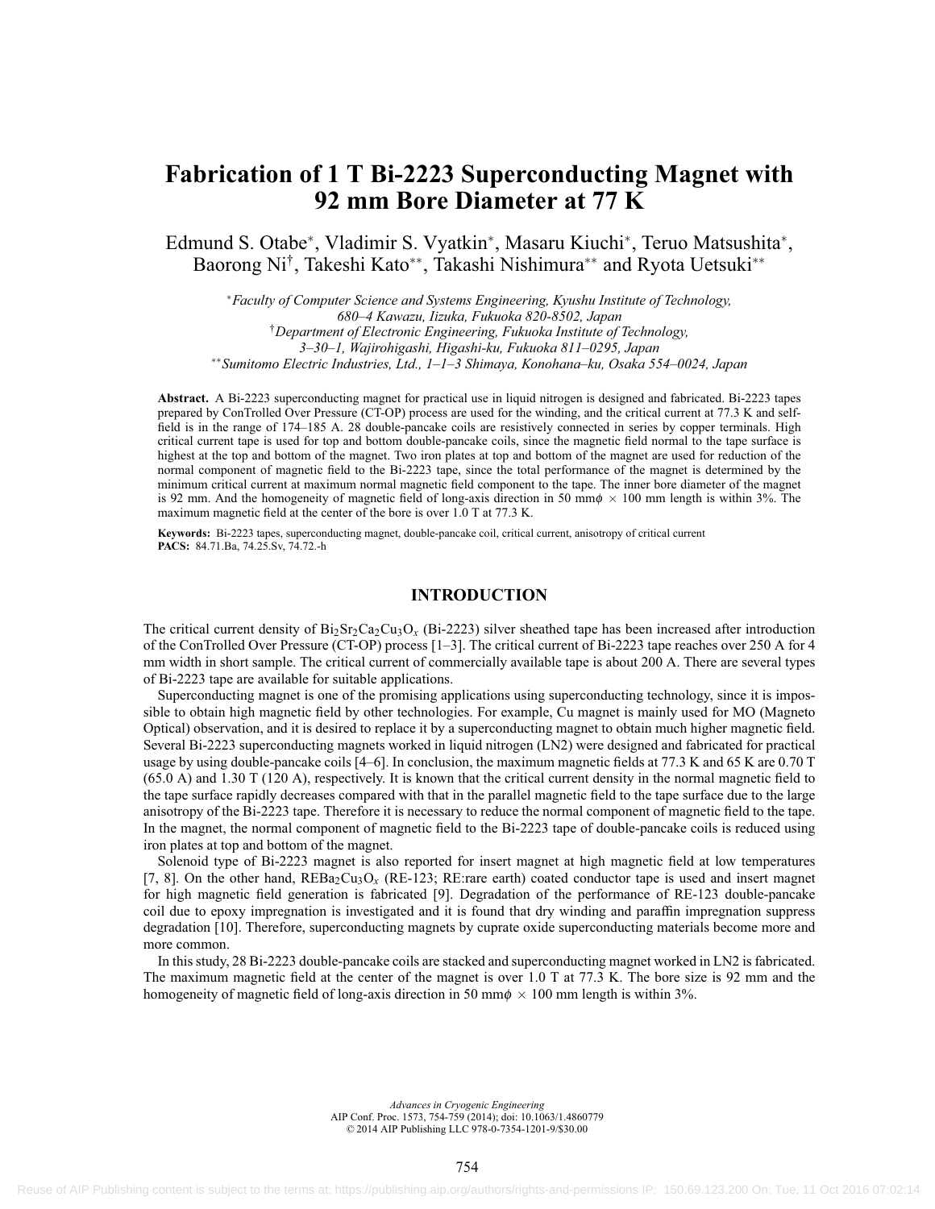# Fabrication of 1 T Bi-2223 Superconducting Magnet with 92 mm Bore Diameter at 77 K

Edmund S. Otabe*, Vladimir S. Vyatkin*, Masaru Kiuchi*, Teruo Matsushita*, Baorong Ni†, Takeshi Kato**, Takashi Nishimura** and Ryota Uetsuki**

*\*Faculty of Computer Science and Systems Engineering, Kyushu Institute of Technology, 680–4 Kawazu, Iizuka, Fukuoka 820-8502, Japan*
*†Department of Electronic Engineering, Fukuoka Institute of Technology, 3–30–1, Wajirohigashi, Higashi-ku, Fukuoka 811–0295, Japan*
*\*\*Sumitomo Electric Industries, Ltd., 1–1–3 Shimaya, Konohana–ku, Osaka 554–0024, Japan*

**Abstract.** A Bi-2223 superconducting magnet for practical use in liquid nitrogen is designed and fabricated. Bi-2223 tapes prepared by ConTrolled Over Pressure (CT-OP) process are used for the winding, and the critical current at 77.3 K and self-field is in the range of 174–185 A. 28 double-pancake coils are resistively connected in series by copper terminals. High critical current tape is used for top and bottom double-pancake coils, since the magnetic field normal to the tape surface is highest at the top and bottom of the magnet. Two iron plates at top and bottom of the magnet are used for reduction of the normal component of magnetic field to the Bi-2223 tape, since the total performance of the magnet is determined by the minimum critical current at maximum normal magnetic field component to the tape. The inner bore diameter of the magnet is 92 mm. And the homogeneity of magnetic field of long-axis direction in 50 mm$\phi$ $\times$ 100 mm length is within 3%. The maximum magnetic field at the center of the bore is over 1.0 T at 77.3 K.

**Keywords:** Bi-2223 tapes, superconducting magnet, double-pancake coil, critical current, anisotropy of critical current
**PACS:** 84.71.Ba, 74.25.Sv, 74.72.-h

## INTRODUCTION

The critical current density of $Bi_2Sr_2Ca_2Cu_3O_x$ (Bi-2223) silver sheathed tape has been increased after introduction of the ConTrolled Over Pressure (CT-OP) process [1–3]. The critical current of Bi-2223 tape reaches over 250 A for 4 mm width in short sample. The critical current of commercially available tape is about 200 A. There are several types of Bi-2223 tape are available for suitable applications.

Superconducting magnet is one of the promising applications using superconducting technology, since it is impossible to obtain high magnetic field by other technologies. For example, Cu magnet is mainly used for MO (Magneto Optical) observation, and it is desired to replace it by a superconducting magnet to obtain much higher magnetic field. Several Bi-2223 superconducting magnets worked in liquid nitrogen (LN2) were designed and fabricated for practical usage by using double-pancake coils [4–6]. In conclusion, the maximum magnetic fields at 77.3 K and 65 K are 0.70 T (65.0 A) and 1.30 T (120 A), respectively. It is known that the critical current density in the normal magnetic field to the tape surface rapidly decreases compared with that in the parallel magnetic field to the tape surface due to the large anisotropy of the Bi-2223 tape. Therefore it is necessary to reduce the normal component of magnetic field to the tape. In the magnet, the normal component of magnetic field to the Bi-2223 tape of double-pancake coils is reduced using iron plates at top and bottom of the magnet.

Solenoid type of Bi-2223 magnet is also reported for insert magnet at high magnetic field at low temperatures [7, 8]. On the other hand, $REBa_2Cu_3O_x$ (RE-123; RE:rare earth) coated conductor tape is used and insert magnet for high magnetic field generation is fabricated [9]. Degradation of the performance of RE-123 double-pancake coil due to epoxy impregnation is investigated and it is found that dry winding and paraffin impregnation suppress degradation [10]. Therefore, superconducting magnets by cuprate oxide superconducting materials become more and more common.

In this study, 28 Bi-2223 double-pancake coils are stacked and superconducting magnet worked in LN2 is fabricated. The maximum magnetic field at the center of the magnet is over 1.0 T at 77.3 K. The bore size is 92 mm and the homogeneity of magnetic field of long-axis direction in 50 mm$\phi$ $\times$ 100 mm length is within 3%.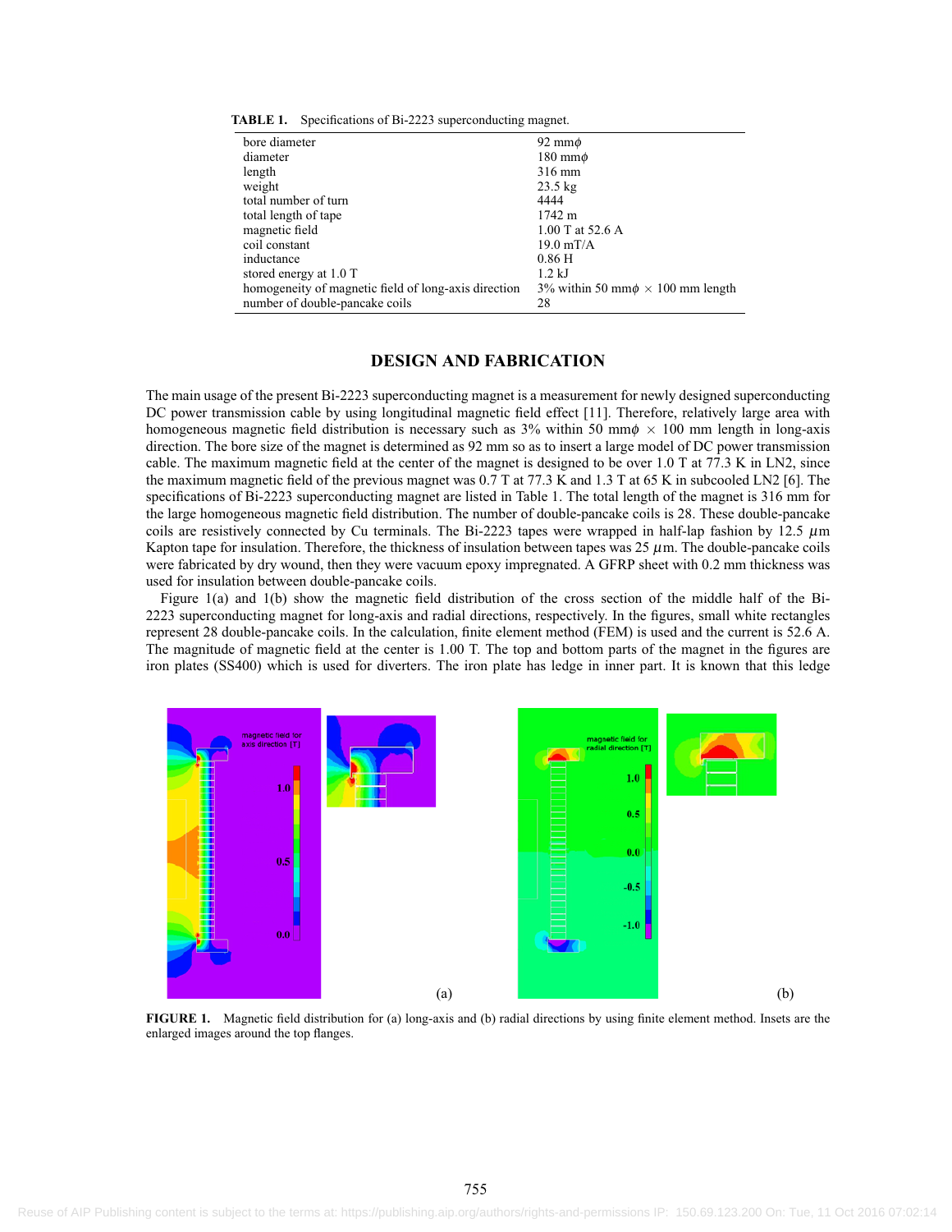**TABLE 1.** Specifications of Bi-2223 superconducting magnet.

| | |
|---|---|
| bore diameter | 92 mm$\phi$ |
| diameter | 180 mm$\phi$ |
| length | 316 mm |
| weight | 23.5 kg |
| total number of turn | 4444 |
| total length of tape | 1742 m |
| magnetic field | 1.00 T at 52.6 A |
| coil constant | 19.0 mT/A |
| inductance | 0.86 H |
| stored energy at 1.0 T | 1.2 kJ |
| homogeneity of magnetic field of long-axis direction | 3% within 50 mm$\phi$ $\times$ 100 mm length |
| number of double-pancake coils | 28 |

## DESIGN AND FABRICATION

The main usage of the present Bi-2223 superconducting magnet is a measurement for newly designed superconducting DC power transmission cable by using longitudinal magnetic field effect [11]. Therefore, relatively large area with homogeneous magnetic field distribution is necessary such as 3% within 50 mm$\phi$ $\times$ 100 mm length in long-axis direction. The bore size of the magnet is determined as 92 mm so as to insert a large model of DC power transmission cable. The maximum magnetic field at the center of the magnet is designed to be over 1.0 T at 77.3 K in LN2, since the maximum magnetic field of the previous magnet was 0.7 T at 77.3 K and 1.3 T at 65 K in subcooled LN2 [6]. The specifications of Bi-2223 superconducting magnet are listed in Table 1. The total length of the magnet is 316 mm for the large homogeneous magnetic field distribution. The number of double-pancake coils is 28. These double-pancake coils are resistively connected by Cu terminals. The Bi-2223 tapes were wrapped in half-lap fashion by 12.5 $\mu$m Kapton tape for insulation. Therefore, the thickness of insulation between tapes was 25 $\mu$m. The double-pancake coils were fabricated by dry wound, then they were vacuum epoxy impregnated. A GFRP sheet with 0.2 mm thickness was used for insulation between double-pancake coils.

Figure 1(a) and 1(b) show the magnetic field distribution of the cross section of the middle half of the Bi-2223 superconducting magnet for long-axis and radial directions, respectively. In the figures, small white rectangles represent 28 double-pancake coils. In the calculation, finite element method (FEM) is used and the current is 52.6 A. The magnitude of magnetic field at the center is 1.00 T. The top and bottom parts of the magnet in the figures are iron plates (SS400) which is used for diverters. The iron plate has ledge in inner part. It is known that this ledge

**FIGURE 1.** Magnetic field distribution for (a) long-axis and (b) radial directions by using finite element method. Insets are the enlarged images around the top flanges.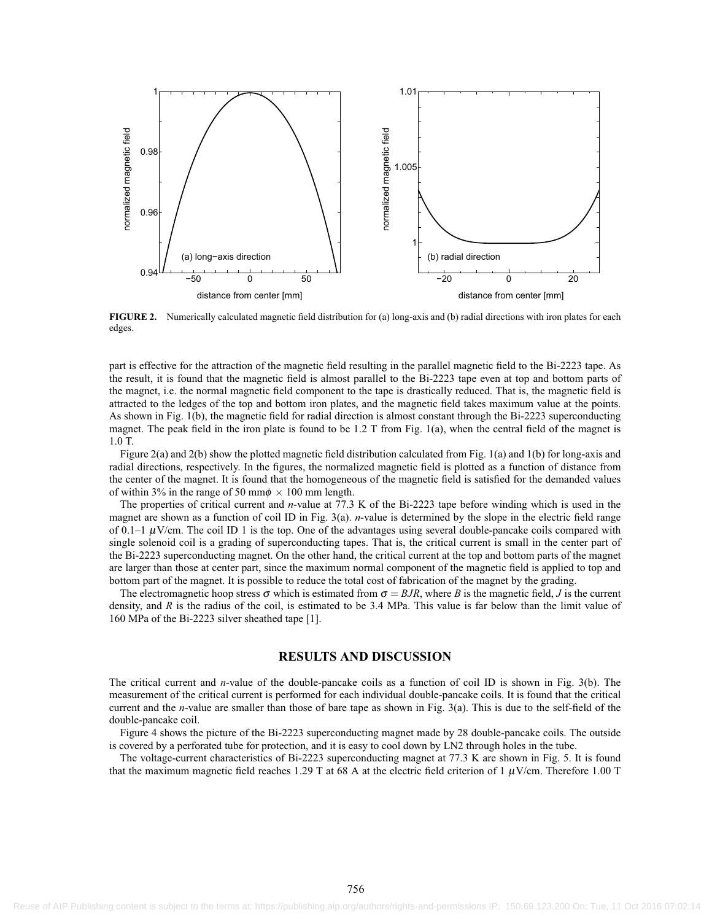**FIGURE 2.** Numerically calculated magnetic field distribution for (a) long-axis and (b) radial directions with iron plates for each edges.

part is effective for the attraction of the magnetic field resulting in the parallel magnetic field to the Bi-2223 tape. As the result, it is found that the magnetic field is almost parallel to the Bi-2223 tape even at top and bottom parts of the magnet, i.e. the normal magnetic field component to the tape is drastically reduced. That is, the magnetic field is attracted to the ledges of the top and bottom iron plates, and the magnetic field takes maximum value at the points. As shown in Fig. 1(b), the magnetic field for radial direction is almost constant through the Bi-2223 superconducting magnet. The peak field in the iron plate is found to be 1.2 T from Fig. 1(a), when the central field of the magnet is 1.0 T.

Figure 2(a) and 2(b) show the plotted magnetic field distribution calculated from Fig. 1(a) and 1(b) for long-axis and radial directions, respectively. In the figures, the normalized magnetic field is plotted as a function of distance from the center of the magnet. It is found that the homogeneous of the magnetic field is satisfied for the demanded values of within 3% in the range of 50 mm$\phi$ $\times$ 100 mm length.

The properties of critical current and *n*-value at 77.3 K of the Bi-2223 tape before winding which is used in the magnet are shown as a function of coil ID in Fig. 3(a). *n*-value is determined by the slope in the electric field range of 0.1–1 $\mu$V/cm. The coil ID 1 is the top. One of the advantages using several double-pancake coils compared with single solenoid coil is a grading of superconducting tapes. That is, the critical current is small in the center part of the Bi-2223 superconducting magnet. On the other hand, the critical current at the top and bottom parts of the magnet are larger than those at center part, since the maximum normal component of the magnetic field is applied to top and bottom part of the magnet. It is possible to reduce the total cost of fabrication of the magnet by the grading.

The electromagnetic hoop stress $\sigma$ which is estimated from $\sigma = BJR$, where $B$ is the magnetic field, $J$ is the current density, and $R$ is the radius of the coil, is estimated to be 3.4 MPa. This value is far below than the limit value of 160 MPa of the Bi-2223 silver sheathed tape [1].

## RESULTS AND DISCUSSION

The critical current and *n*-value of the double-pancake coils as a function of coil ID is shown in Fig. 3(b). The measurement of the critical current is performed for each individual double-pancake coils. It is found that the critical current and the *n*-value are smaller than those of bare tape as shown in Fig. 3(a). This is due to the self-field of the double-pancake coil.

Figure 4 shows the picture of the Bi-2223 superconducting magnet made by 28 double-pancake coils. The outside is covered by a perforated tube for protection, and it is easy to cool down by LN2 through holes in the tube.

The voltage-current characteristics of Bi-2223 superconducting magnet at 77.3 K are shown in Fig. 5. It is found that the maximum magnetic field reaches 1.29 T at 68 A at the electric field criterion of 1 $\mu$V/cm. Therefore 1.00 T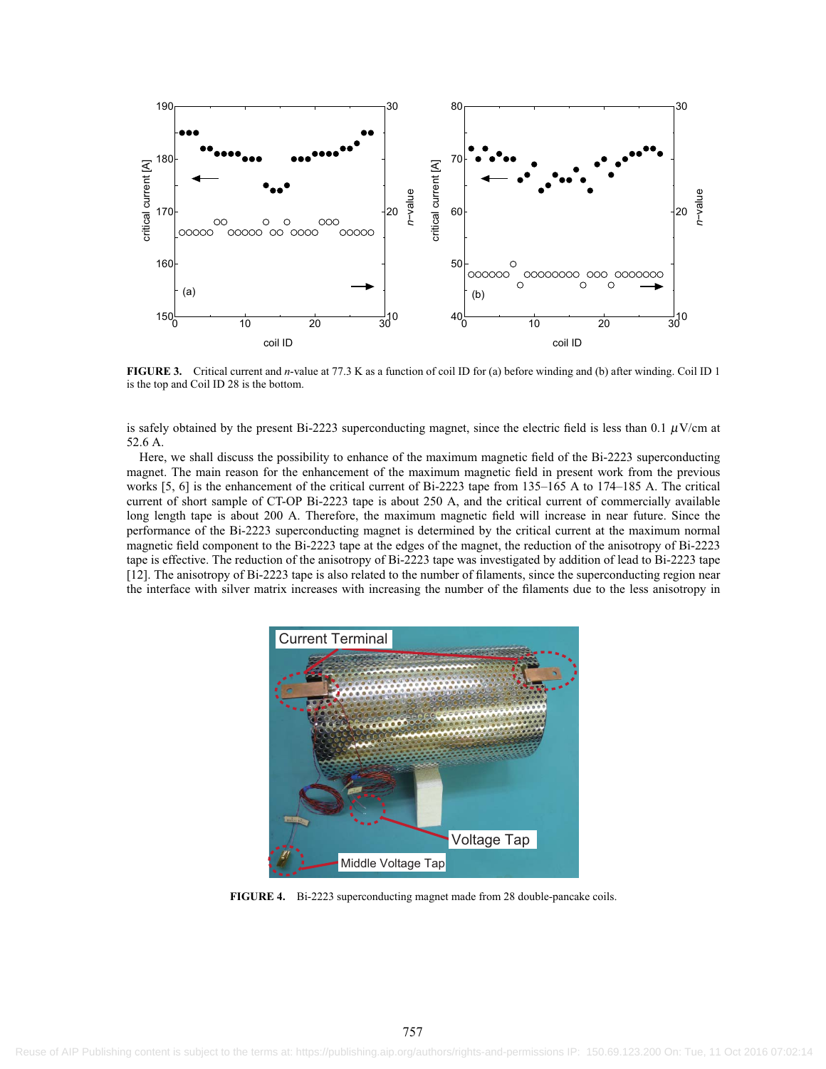FIGURE 3. Critical current and $n$-value at 77.3 K as a function of coil ID for (a) before winding and (b) after winding. Coil ID 1 is the top and Coil ID 28 is the bottom.

is safely obtained by the present Bi-2223 superconducting magnet, since the electric field is less than 0.1 $\mu$V/cm at 52.6 A.

Here, we shall discuss the possibility to enhance of the maximum magnetic field of the Bi-2223 superconducting magnet. The main reason for the enhancement of the maximum magnetic field in present work from the previous works [5, 6] is the enhancement of the critical current of Bi-2223 tape from 135–165 A to 174–185 A. The critical current of short sample of CT-OP Bi-2223 tape is about 250 A, and the critical current of commercially available long length tape is about 200 A. Therefore, the maximum magnetic field will increase in near future. Since the performance of the Bi-2223 superconducting magnet is determined by the critical current at the maximum normal magnetic field component to the Bi-2223 tape at the edges of the magnet, the reduction of the anisotropy of Bi-2223 tape is effective. The reduction of the anisotropy of Bi-2223 tape was investigated by addition of lead to Bi-2223 tape [12]. The anisotropy of Bi-2223 tape is also related to the number of filaments, since the superconducting region near the interface with silver matrix increases with increasing the number of the filaments due to the less anisotropy in

FIGURE 4. Bi-2223 superconducting magnet made from 28 double-pancake coils.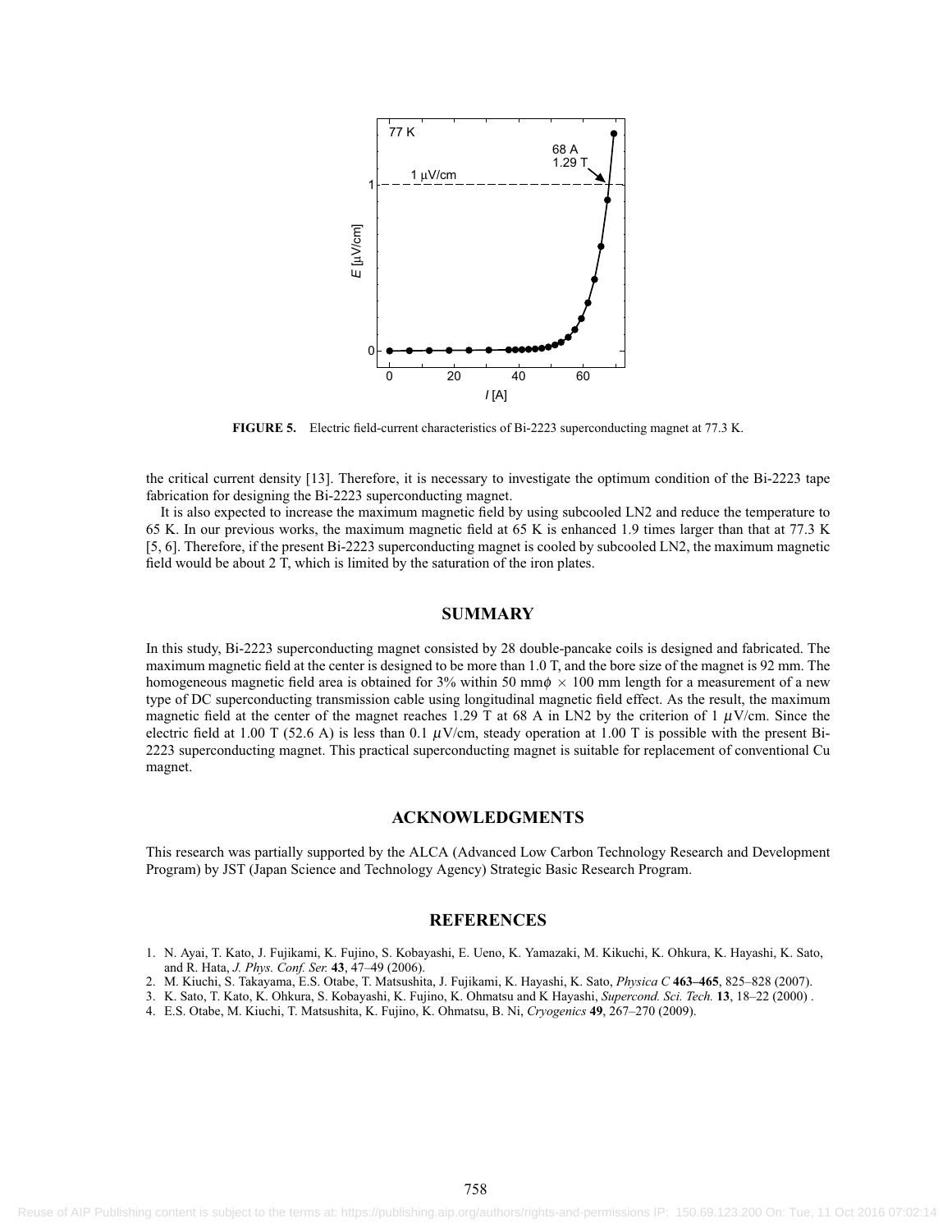FIGURE 5. Electric field-current characteristics of Bi-2223 superconducting magnet at 77.3 K.

the critical current density [13]. Therefore, it is necessary to investigate the optimum condition of the Bi-2223 tape fabrication for designing the Bi-2223 superconducting magnet.

It is also expected to increase the maximum magnetic field by using subcooled LN2 and reduce the temperature to 65 K. In our previous works, the maximum magnetic field at 65 K is enhanced 1.9 times larger than that at 77.3 K [5, 6]. Therefore, if the present Bi-2223 superconducting magnet is cooled by subcooled LN2, the maximum magnetic field would be about 2 T, which is limited by the saturation of the iron plates.

## SUMMARY

In this study, Bi-2223 superconducting magnet consisted by 28 double-pancake coils is designed and fabricated. The maximum magnetic field at the center is designed to be more than 1.0 T, and the bore size of the magnet is 92 mm. The homogeneous magnetic field area is obtained for 3% within 50 mm$\phi$ $\times$ 100 mm length for a measurement of a new type of DC superconducting transmission cable using longitudinal magnetic field effect. As the result, the maximum magnetic field at the center of the magnet reaches 1.29 T at 68 A in LN2 by the criterion of 1 $\mu$V/cm. Since the electric field at 1.00 T (52.6 A) is less than 0.1 $\mu$V/cm, steady operation at 1.00 T is possible with the present Bi-2223 superconducting magnet. This practical superconducting magnet is suitable for replacement of conventional Cu magnet.

## ACKNOWLEDGMENTS

This research was partially supported by the ALCA (Advanced Low Carbon Technology Research and Development Program) by JST (Japan Science and Technology Agency) Strategic Basic Research Program.

## REFERENCES

1. N. Ayai, T. Kato, J. Fujikami, K. Fujino, S. Kobayashi, E. Ueno, K. Yamazaki, M. Kikuchi, K. Ohkura, K. Hayashi, K. Sato, and R. Hata, *J. Phys. Conf. Ser.* **43**, 47–49 (2006).
2. M. Kiuchi, S. Takayama, E.S. Otabe, T. Matsushita, J. Fujikami, K. Hayashi, K. Sato, *Physica C* **463–465**, 825–828 (2007).
3. K. Sato, T. Kato, K. Ohkura, S. Kobayashi, K. Fujino, K. Ohmatsu and K Hayashi, *Supercond. Sci. Tech.* **13**, 18–22 (2000) .
4. E.S. Otabe, M. Kiuchi, T. Matsushita, K. Fujino, K. Ohmatsu, B. Ni, *Cryogenics* **49**, 267–270 (2009).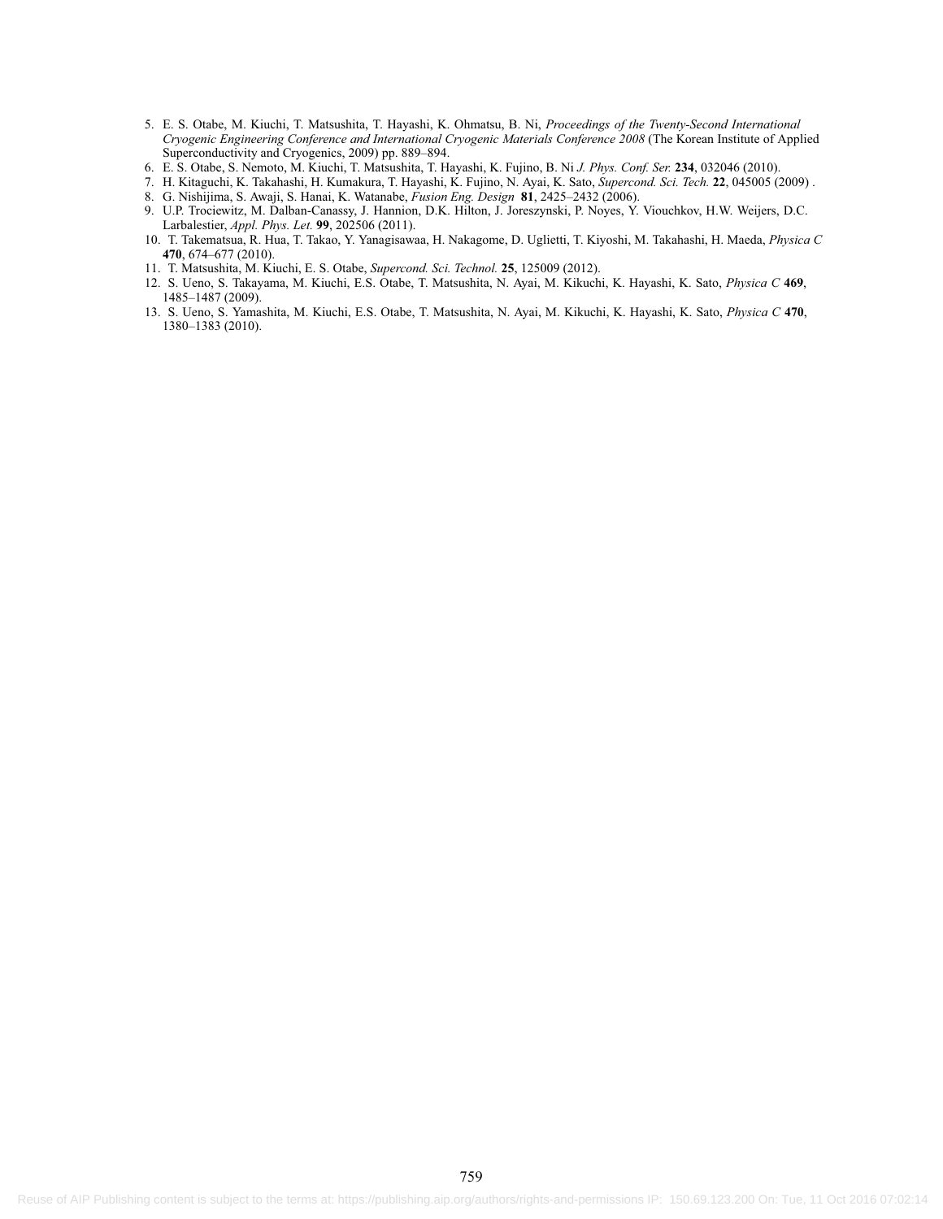5. E. S. Otabe, M. Kiuchi, T. Matsushita, T. Hayashi, K. Ohmatsu, B. Ni, *Proceedings of the Twenty-Second International Cryogenic Engineering Conference and International Cryogenic Materials Conference 2008* (The Korean Institute of Applied Superconductivity and Cryogenics, 2009) pp. 889–894.
6. E. S. Otabe, S. Nemoto, M. Kiuchi, T. Matsushita, T. Hayashi, K. Fujino, B. Ni *J. Phys. Conf. Ser.* **234**, 032046 (2010).
7. H. Kitaguchi, K. Takahashi, H. Kumakura, T. Hayashi, K. Fujino, N. Ayai, K. Sato, *Supercond. Sci. Tech.* **22**, 045005 (2009) .
8. G. Nishijima, S. Awaji, S. Hanai, K. Watanabe, *Fusion Eng. Design* **81**, 2425–2432 (2006).
9. U.P. Trociewitz, M. Dalban-Canassy, J. Hannion, D.K. Hilton, J. Joreszynski, P. Noyes, Y. Viouchkov, H.W. Weijers, D.C. Larbalestier, *Appl. Phys. Let.* **99**, 202506 (2011).
10. T. Takematsua, R. Hua, T. Takao, Y. Yanagisawaa, H. Nakagome, D. Uglietti, T. Kiyoshi, M. Takahashi, H. Maeda, *Physica C* **470**, 674–677 (2010).
11. T. Matsushita, M. Kiuchi, E. S. Otabe, *Supercond. Sci. Technol.* **25**, 125009 (2012).
12. S. Ueno, S. Takayama, M. Kiuchi, E.S. Otabe, T. Matsushita, N. Ayai, M. Kikuchi, K. Hayashi, K. Sato, *Physica C* **469**, 1485–1487 (2009).
13. S. Ueno, S. Yamashita, M. Kiuchi, E.S. Otabe, T. Matsushita, N. Ayai, M. Kikuchi, K. Hayashi, K. Sato, *Physica C* **470**, 1380–1383 (2010).